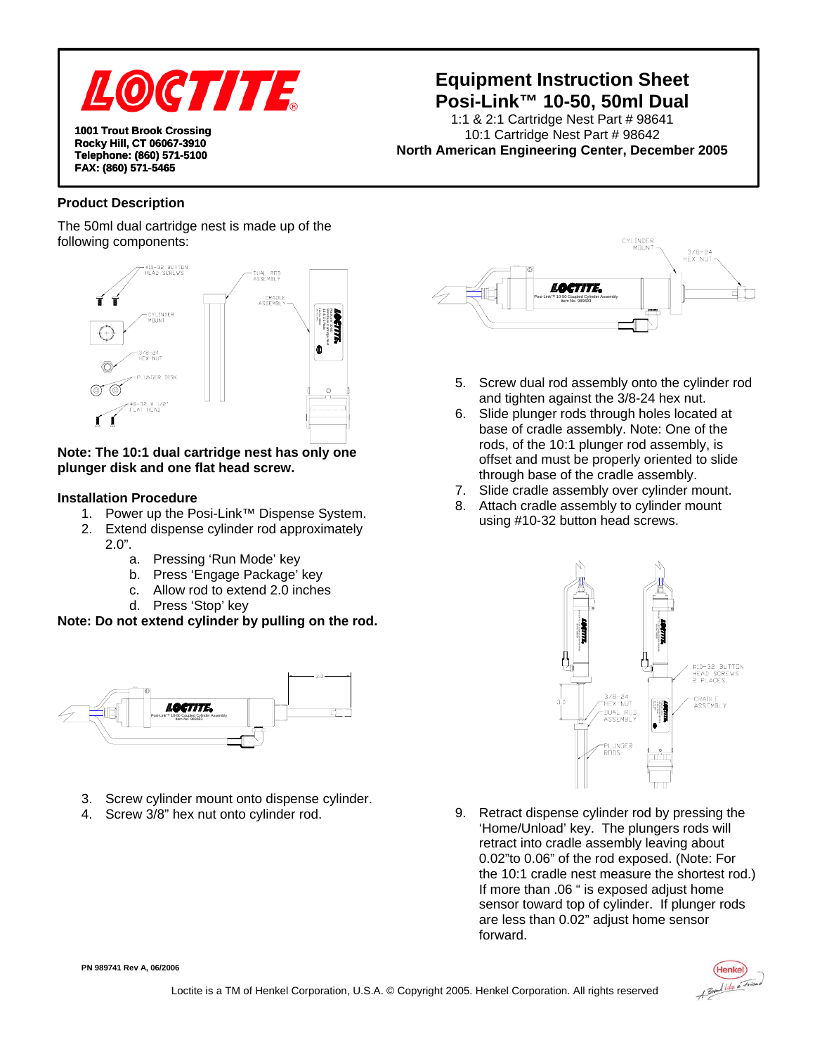# Equipment Instruction Sheet
# Posi-Link™ 10-50, 50ml Dual

1:1 & 2:1 Cartridge Nest Part # 98641
10:1 Cartridge Nest Part # 98642
**North American Engineering Center, December 2005**

**1001 Trout Brook Crossing**
**Rocky Hill, CT 06067-3910**
**Telephone: (860) 571-5100**
**FAX: (860) 571-5465**

## Product Description

The 50ml dual cartridge nest is made up of the following components:

**Note: The 10:1 dual cartridge nest has only one plunger disk and one flat head screw.**

## Installation Procedure

1. Power up the Posi-Link™ Dispense System.
2. Extend dispense cylinder rod approximately 2.0".
   a. Pressing 'Run Mode' key
   b. Press 'Engage Package' key
   c. Allow rod to extend 2.0 inches
   d. Press 'Stop' key

**Note: Do not extend cylinder by pulling on the rod.**

3. Screw cylinder mount onto dispense cylinder.
4. Screw 3/8" hex nut onto cylinder rod.
5. Screw dual rod assembly onto the cylinder rod and tighten against the 3/8-24 hex nut.
6. Slide plunger rods through holes located at base of cradle assembly. Note: One of the rods, of the 10:1 plunger rod assembly, is offset and must be properly oriented to slide through base of the cradle assembly.
7. Slide cradle assembly over cylinder mount.
8. Attach cradle assembly to cylinder mount using #10-32 button head screws.
9. Retract dispense cylinder rod by pressing the 'Home/Unload' key. The plungers rods will retract into cradle assembly leaving about 0.02"to 0.06" of the rod exposed. (Note: For the 10:1 cradle nest measure the shortest rod.) If more than .06 " is exposed adjust home sensor toward top of cylinder. If plunger rods are less than 0.02" adjust home sensor forward.

PN 989741 Rev A, 06/2006

Loctite is a TM of Henkel Corporation, U.S.A. © Copyright 2005. Henkel Corporation. All rights reserved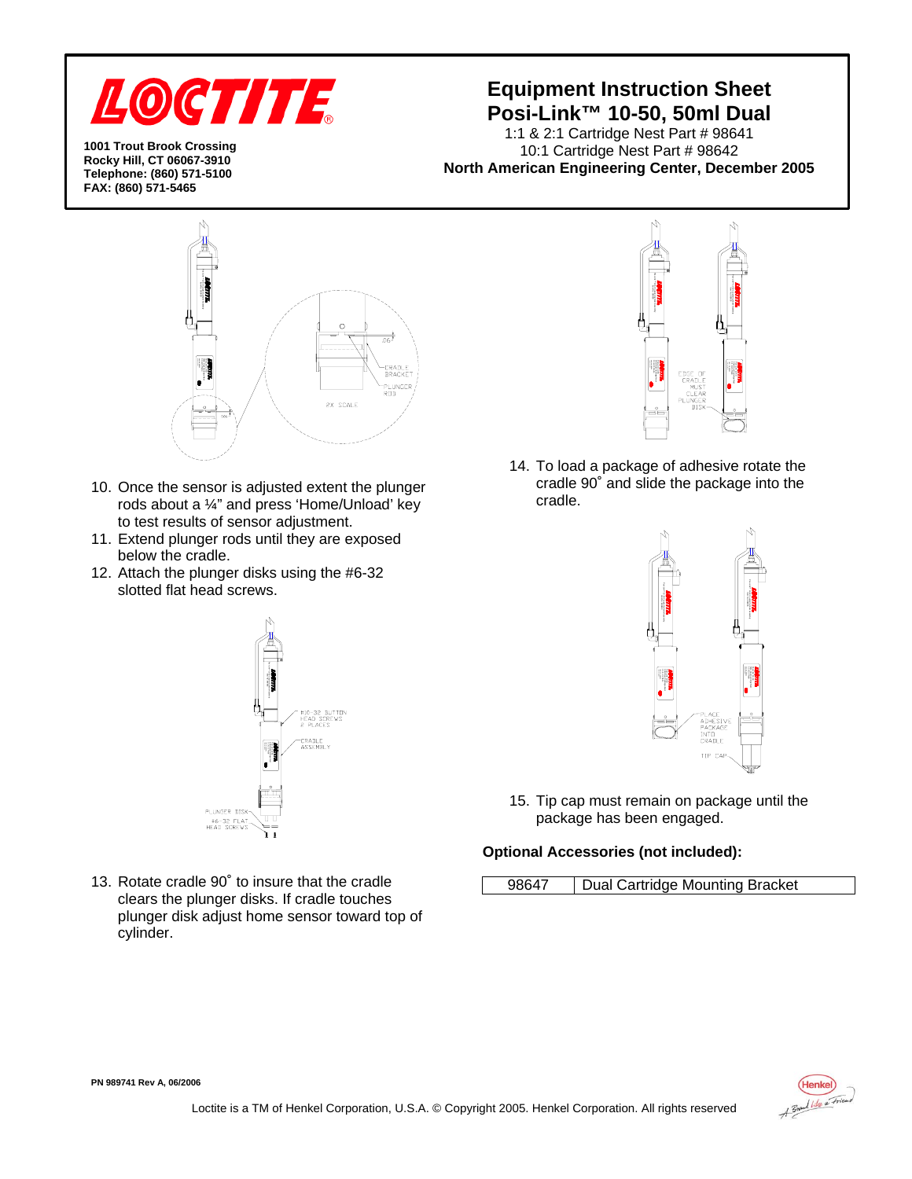# Equipment Instruction Sheet
## Posi-Link™ 10-50, 50ml Dual

1:1 & 2:1 Cartridge Nest Part # 98641
10:1 Cartridge Nest Part # 98642
**North American Engineering Center, December 2005**

**1001 Trout Brook Crossing**
**Rocky Hill, CT 06067-3910**
**Telephone: (860) 571-5100**
**FAX: (860) 571-5465**

.06"
CRADLE BRACKET
PLUNGER ROD
2X SCALE

10. Once the sensor is adjusted extent the plunger rods about a ¼" and press 'Home/Unload' key to test results of sensor adjustment.
11. Extend plunger rods until they are exposed below the cradle.
12. Attach the plunger disks using the #6-32 slotted flat head screws.

#10-32 BUTTON HEAD SCREWS 2 PLACES
CRADLE ASSEMBLY
PLUNGER DISK
#6-32 FLAT HEAD SCREWS

13. Rotate cradle 90˚ to insure that the cradle clears the plunger disks. If cradle touches plunger disk adjust home sensor toward top of cylinder.

EDGE OF CRADLE MUST CLEAR PLUNGER DISK

14. To load a package of adhesive rotate the cradle 90˚ and slide the package into the cradle.

PLACE ADHESIVE PACKAGE INTO CRADLE
TIP CAP

15. Tip cap must remain on package until the package has been engaged.

**Optional Accessories (not included):**

| | |
|---|---|
| 98647 | Dual Cartridge Mounting Bracket |

PN 989741 Rev A, 06/2006

Loctite is a TM of Henkel Corporation, U.S.A. © Copyright 2005. Henkel Corporation. All rights reserved